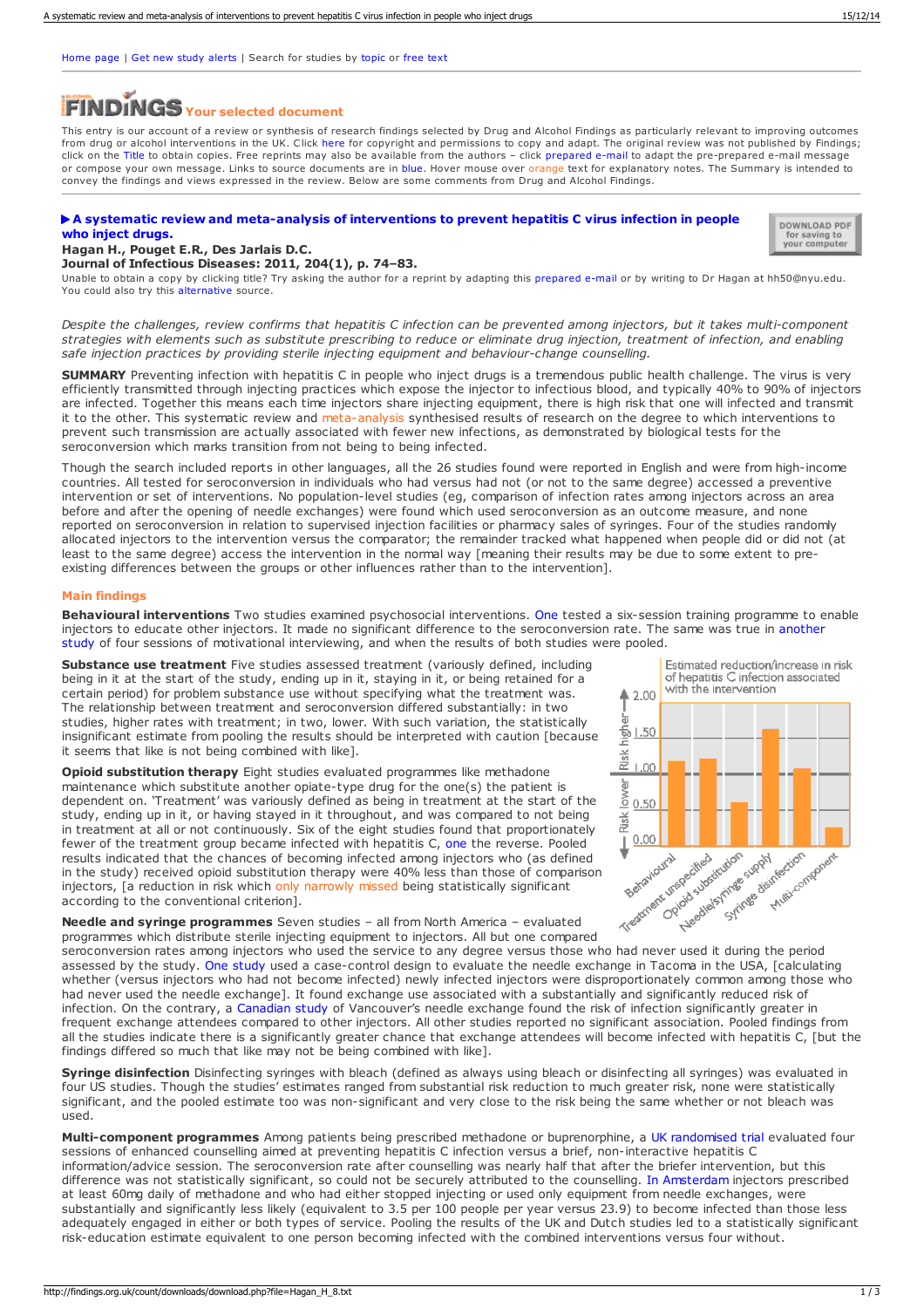Home page | Get new study alerts | Search for studies by topic or free text

# FINDINGS Your selected document

This entry is our account of a review or synthesis of research findings selected by Drug and Alcohol Findings as particularly relevant to improving outcomes from drug or alcohol interventions in the UK. Click here for copyright and permissions to copy and adapt. The original review was not published by Findings; click on the Title to obtain copies. Free reprints may also be available from the authors – click prepared e-mail to adapt the pre-prepared e-mail message or compose your own message. Links to source documents are in blue. Hover mouse over orange text for explanatory notes. The Summary is intended to convey the findings and views expressed in the review. Below are some comments from Drug and Alcohol Findings.

## ▶ A systematic review and meta-analysis of interventions to prevent hepatitis C virus infection in people who inject drugs.

**Hagan H., Pouget E.R., Des Jarlais D.C.**
**Journal of Infectious Diseases: 2011, 204(1), p. 74–83.**

DOWNLOAD PDF for saving to your computer

Unable to obtain a copy by clicking title? Try asking the author for a reprint by adapting this prepared e-mail or by writing to Dr Hagan at hh50@nyu.edu. You could also try this alternative source.

*Despite the challenges, review confirms that hepatitis C infection can be prevented among injectors, but it takes multi-component strategies with elements such as substitute prescribing to reduce or eliminate drug injection, treatment of infection, and enabling safe injection practices by providing sterile injecting equipment and behaviour-change counselling.*

**SUMMARY** Preventing infection with hepatitis C in people who inject drugs is a tremendous public health challenge. The virus is very efficiently transmitted through injecting practices which expose the injector to infectious blood, and typically 40% to 90% of injectors are infected. Together this means each time injectors share injecting equipment, there is high risk that one will infected and transmit it to the other. This systematic review and meta-analysis synthesised results of research on the degree to which interventions to prevent such transmission are actually associated with fewer new infections, as demonstrated by biological tests for the seroconversion which marks transition from not being to being infected.

Though the search included reports in other languages, all the 26 studies found were reported in English and were from high-income countries. All tested for seroconversion in individuals who had versus had not (or not to the same degree) accessed a preventive intervention or set of interventions. No population-level studies (eg, comparison of infection rates among injectors across an area before and after the opening of needle exchanges) were found which used seroconversion as an outcome measure, and none reported on seroconversion in relation to supervised injection facilities or pharmacy sales of syringes. Four of the studies randomly allocated injectors to the intervention versus the comparator; the remainder tracked what happened when people did or did not (at least to the same degree) access the intervention in the normal way [meaning their results may be due to some extent to pre-existing differences between the groups or other influences rather than to the intervention].

### Main findings

**Behavioural interventions** Two studies examined psychosocial interventions. One tested a six-session training programme to enable injectors to educate other injectors. It made no significant difference to the seroconversion rate. The same was true in another study of four sessions of motivational interviewing, and when the results of both studies were pooled.

**Substance use treatment** Five studies assessed treatment (variously defined, including being in it at the start of the study, ending up in it, staying in it, or being retained for a certain period) for problem substance use without specifying what the treatment was. The relationship between treatment and seroconversion differed substantially: in two studies, higher rates with treatment; in two, lower. With such variation, the statistically insignificant estimate from pooling the results should be interpreted with caution [because it seems that like is not being combined with like].

**Opioid substitution therapy** Eight studies evaluated programmes like methadone maintenance which substitute another opiate-type drug for the one(s) the patient is dependent on. 'Treatment' was variously defined as being in treatment at the start of the study, ending up in it, or having stayed in it throughout, and was compared to not being in treatment at all or not continuously. Six of the eight studies found that proportionately fewer of the treatment group became infected with hepatitis C, one the reverse. Pooled results indicated that the chances of becoming infected among injectors who (as defined in the study) received opioid substitution therapy were 40% less than those of comparison injectors, [a reduction in risk which only narrowly missed being statistically significant according to the conventional criterion].

Estimated reduction/increase in risk of hepatitis C infection associated with the intervention

| Intervention | Risk (approx.) |
|---|---|
| Behavioural | ~1.15 |
| Treatment unspecified | ~1.18 |
| Opioid substitution | ~0.60 |
| Needle/syringe supply | ~1.55 |
| Syringe disinfection | ~1.00 |
| Multi-component | ~0.25 |

(Y-axis: 0.00 to 2.00; above 1.00 = Risk higher, below 1.00 = Risk lower)

**Needle and syringe programmes** Seven studies – all from North America – evaluated programmes which distribute sterile injecting equipment to injectors. All but one compared seroconversion rates among injectors who used the service to any degree versus those who had never used it during the period assessed by the study. One study used a case-control design to evaluate the needle exchange in Tacoma in the USA, [calculating whether (versus injectors who had not become infected) newly infected injectors were disproportionately common among those who had never used the needle exchange]. It found exchange use associated with a substantially and significantly reduced risk of infection. On the contrary, a Canadian study of Vancouver's needle exchange found the risk of infection significantly greater in frequent exchange attendees compared to other injectors. All other studies reported no significant association. Pooled findings from all the studies indicate there is a significantly greater chance that exchange attendees will become infected with hepatitis C, [but the findings differed so much that like may not be being combined with like].

**Syringe disinfection** Disinfecting syringes with bleach (defined as always using bleach or disinfecting all syringes) was evaluated in four US studies. Though the studies' estimates ranged from substantial risk reduction to much greater risk, none were statistically significant, and the pooled estimate too was non-significant and very close to the risk being the same whether or not bleach was used.

**Multi-component programmes** Among patients being prescribed methadone or buprenorphine, a UK randomised trial evaluated four sessions of enhanced counselling aimed at preventing hepatitis C infection versus a brief, non-interactive hepatitis C information/advice session. The seroconversion rate after counselling was nearly half that after the briefer intervention, but this difference was not statistically significant, so could not be securely attributed to the counselling. In Amsterdam injectors prescribed at least 60mg daily of methadone and who had either stopped injecting or used only equipment from needle exchanges, were substantially and significantly less likely (equivalent to 3.5 per 100 people per year versus 23.9) to become infected than those less adequately engaged in either or both types of service. Pooling the results of the UK and Dutch studies led to a statistically significant risk-education estimate equivalent to one person becoming infected with the combined interventions versus four without.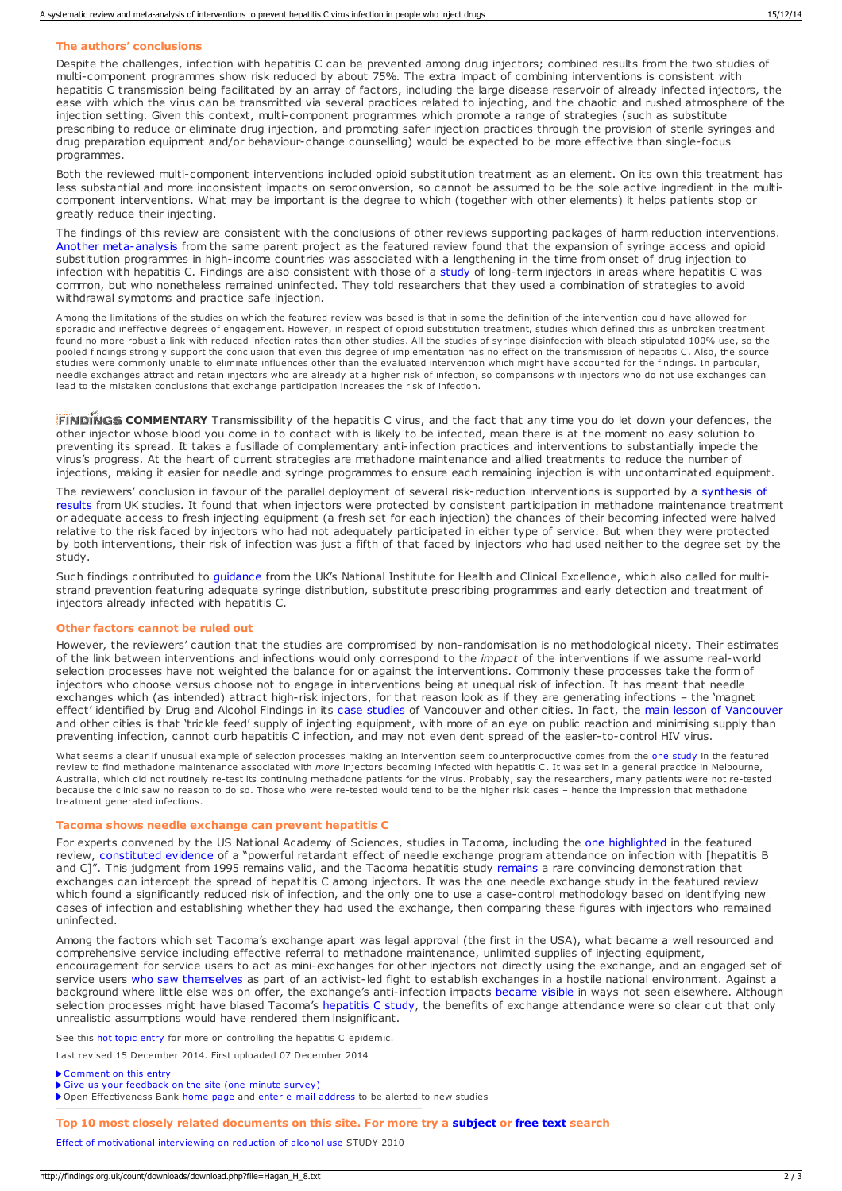### The authors' conclusions

Despite the challenges, infection with hepatitis C can be prevented among drug injectors; combined results from the two studies of multi-component programmes show risk reduced by about 75%. The extra impact of combining interventions is consistent with hepatitis C transmission being facilitated by an array of factors, including the large disease reservoir of already infected injectors, the ease with which the virus can be transmitted via several practices related to injecting, and the chaotic and rushed atmosphere of the injection setting. Given this context, multi-component programmes which promote a range of strategies (such as substitute prescribing to reduce or eliminate drug injection, and promoting safer injection practices through the provision of sterile syringes and drug preparation equipment and/or behaviour-change counselling) would be expected to be more effective than single-focus programmes.

Both the reviewed multi-component interventions included opioid substitution treatment as an element. On its own this treatment has less substantial and more inconsistent impacts on seroconversion, so cannot be assumed to be the sole active ingredient in the multi-component interventions. What may be important is the degree to which (together with other elements) it helps patients stop or greatly reduce their injecting.

The findings of this review are consistent with the conclusions of other reviews supporting packages of harm reduction interventions. Another meta-analysis from the same parent project as the featured review found that the expansion of syringe access and opioid substitution programmes in high-income countries was associated with a lengthening in the time from onset of drug injection to infection with hepatitis C. Findings are also consistent with those of a study of long-term injectors in areas where hepatitis C was common, but who nonetheless remained uninfected. They told researchers that they used a combination of strategies to avoid withdrawal symptoms and practice safe injection.

Among the limitations of the studies on which the featured review was based is that in some the definition of the intervention could have allowed for sporadic and ineffective degrees of engagement. However, in respect of opioid substitution treatment, studies which defined this as unbroken treatment found no more robust a link with reduced infection rates than other studies. All the studies of syringe disinfection with bleach stipulated 100% use, so the pooled findings strongly support the conclusion that even this degree of implementation has no effect on the transmission of hepatitis C. Also, the source studies were commonly unable to eliminate influences other than the evaluated intervention which might have accounted for the findings. In particular, needle exchanges attract and retain injectors who are already at a higher risk of infection, so comparisons with injectors who do not use exchanges can lead to the mistaken conclusions that exchange participation increases the risk of infection.

**FINDINGS COMMENTARY** Transmissibility of the hepatitis C virus, and the fact that any time you do let down your defences, the other injector whose blood you come in to contact with is likely to be infected, mean there is at the moment no easy solution to preventing its spread. It takes a fusillade of complementary anti-infection practices and interventions to substantially impede the virus's progress. At the heart of current strategies are methadone maintenance and allied treatments to reduce the number of injections, making it easier for needle and syringe programmes to ensure each remaining injection is with uncontaminated equipment.

The reviewers' conclusion in favour of the parallel deployment of several risk-reduction interventions is supported by a synthesis of results from UK studies. It found that when injectors were protected by consistent participation in methadone maintenance treatment or adequate access to fresh injecting equipment (a fresh set for each injection) the chances of their becoming infected were halved relative to the risk faced by injectors who had not adequately participated in either type of service. But when they were protected by both interventions, their risk of infection was just a fifth of that faced by injectors who had used neither to the degree set by the study.

Such findings contributed to guidance from the UK's National Institute for Health and Clinical Excellence, which also called for multi-strand prevention featuring adequate syringe distribution, substitute prescribing programmes and early detection and treatment of injectors already infected with hepatitis C.

### Other factors cannot be ruled out

However, the reviewers' caution that the studies are compromised by non-randomisation is no methodological nicety. Their estimates of the link between interventions and infections would only correspond to the *impact* of the interventions if we assume real-world selection processes have not weighted the balance for or against the interventions. Commonly these processes take the form of injectors who choose versus choose not to engage in interventions being at unequal risk of infection. It has meant that needle exchanges which (as intended) attract high-risk injectors, for that reason look as if they are generating infections – the 'magnet effect' identified by Drug and Alcohol Findings in its case studies of Vancouver and other cities. In fact, the main lesson of Vancouver and other cities is that 'trickle feed' supply of injecting equipment, with more of an eye on public reaction and minimising supply than preventing infection, cannot curb hepatitis C infection, and may not even dent spread of the easier-to-control HIV virus.

What seems a clear if unusual example of selection processes making an intervention seem counterproductive comes from the one study in the featured review to find methadone maintenance associated with *more* injectors becoming infected with hepatitis C. It was set in a general practice in Melbourne, Australia, which did not routinely re-test its continuing methadone patients for the virus. Probably, say the researchers, many patients were not re-tested because the clinic saw no reason to do so. Those who were re-tested would tend to be the higher risk cases – hence the impression that methadone treatment generated infections.

### Tacoma shows needle exchange can prevent hepatitis C

For experts convened by the US National Academy of Sciences, studies in Tacoma, including the one highlighted in the featured review, constituted evidence of a "powerful retardant effect of needle exchange program attendance on infection with [hepatitis B and C]". This judgment from 1995 remains valid, and the Tacoma hepatitis study remains a rare convincing demonstration that exchanges can intercept the spread of hepatitis C among injectors. It was the one needle exchange study in the featured review which found a significantly reduced risk of infection, and the only one to use a case-control methodology based on identifying new cases of infection and establishing whether they had used the exchange, then comparing these figures with injectors who remained uninfected.

Among the factors which set Tacoma's exchange apart was legal approval (the first in the USA), what became a well resourced and comprehensive service including effective referral to methadone maintenance, unlimited supplies of injecting equipment, encouragement for service users to act as mini-exchanges for other injectors not directly using the exchange, and an engaged set of service users who saw themselves as part of an activist-led fight to establish exchanges in a hostile national environment. Against a background where little else was on offer, the exchange's anti-infection impacts became visible in ways not seen elsewhere. Although selection processes might have biased Tacoma's hepatitis C study, the benefits of exchange attendance were so clear cut that only unrealistic assumptions would have rendered them insignificant.

See this hot topic entry for more on controlling the hepatitis C epidemic.

Last revised 15 December 2014. First uploaded 07 December 2014

- Comment on this entry
- Give us your feedback on the site (one-minute survey)
- Open Effectiveness Bank home page and enter e-mail address to be alerted to new studies

### Top 10 most closely related documents on this site. For more try a subject or free text search

Effect of motivational interviewing on reduction of alcohol use STUDY 2010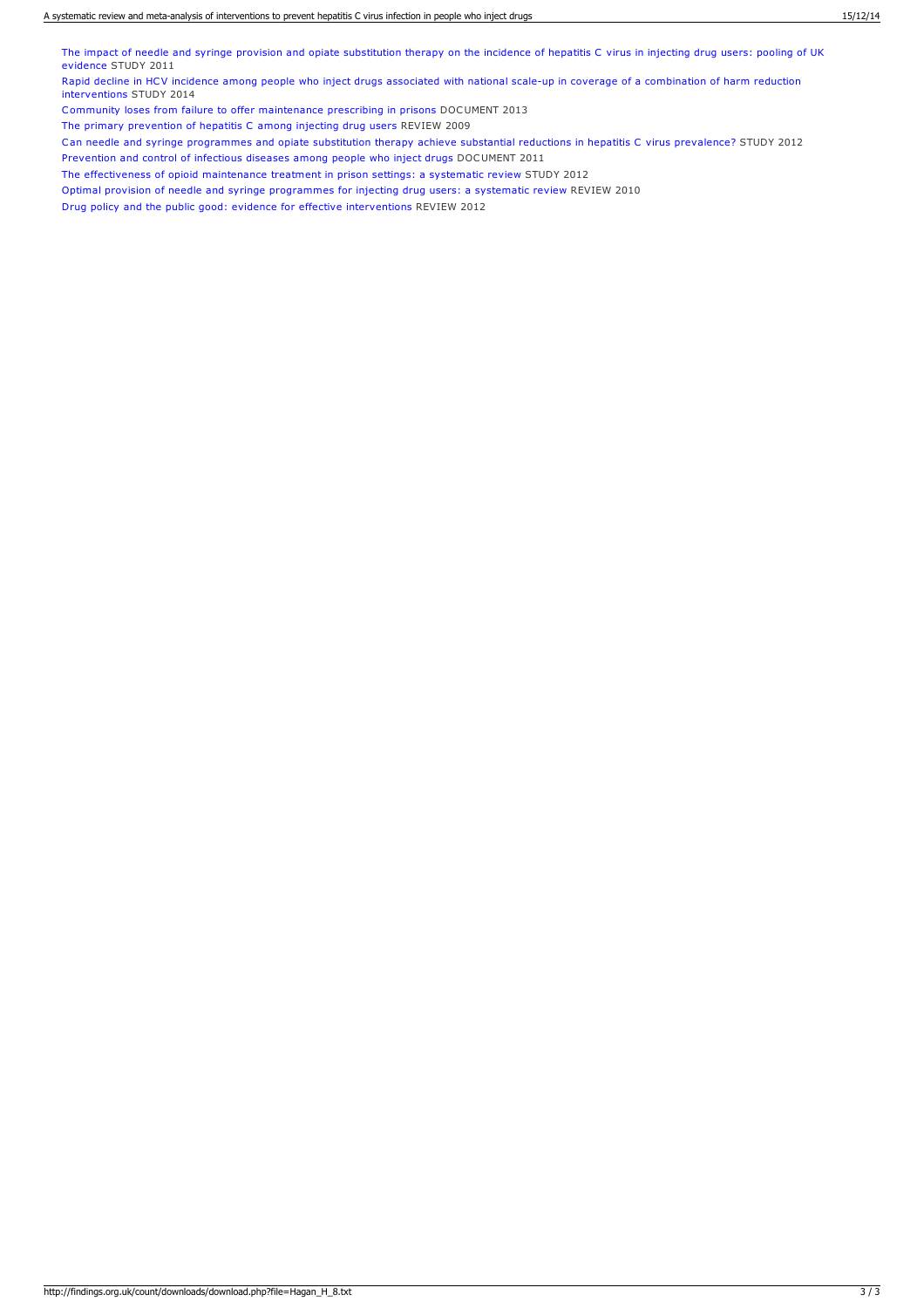The impact of needle and syringe provision and opiate substitution therapy on the incidence of hepatitis C virus in injecting drug users: pooling of UK evidence STUDY 2011

Rapid decline in HCV incidence among people who inject drugs associated with national scale-up in coverage of a combination of harm reduction interventions STUDY 2014

Community loses from failure to offer maintenance prescribing in prisons DOCUMENT 2013

The primary prevention of hepatitis C among injecting drug users REVIEW 2009

Can needle and syringe programmes and opiate substitution therapy achieve substantial reductions in hepatitis C virus prevalence? STUDY 2012

Prevention and control of infectious diseases among people who inject drugs DOCUMENT 2011

The effectiveness of opioid maintenance treatment in prison settings: a systematic review STUDY 2012

Optimal provision of needle and syringe programmes for injecting drug users: a systematic review REVIEW 2010

Drug policy and the public good: evidence for effective interventions REVIEW 2012